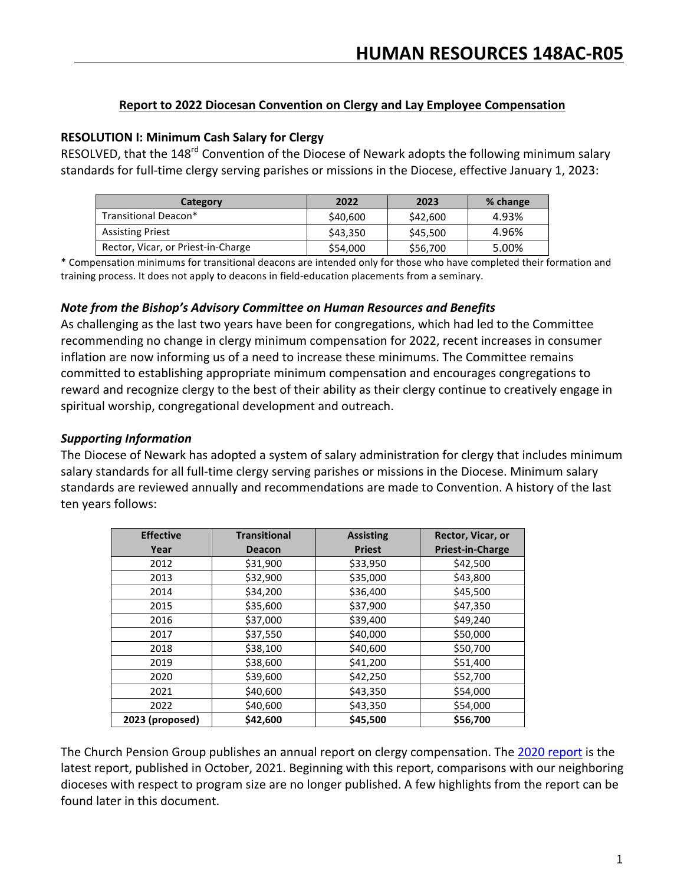# HUMAN RESOURCES 148AC-R05

## Report to 2022 Diocesan Convention on Clergy and Lay Employee Compensation

### RESOLUTION I: Minimum Cash Salary for Clergy

RESOLVED, that the 148rd Convention of the Diocese of Newark adopts the following minimum salary standards for full-time clergy serving parishes or missions in the Diocese, effective January 1, 2023:

| Category | 2022 | 2023 | % change |
|---|---|---|---|
| Transitional Deacon* | $40,600 | $42,600 | 4.93% |
| Assisting Priest | $43,350 | $45,500 | 4.96% |
| Rector, Vicar, or Priest-in-Charge | $54,000 | $56,700 | 5.00% |

* Compensation minimums for transitional deacons are intended only for those who have completed their formation and training process. It does not apply to deacons in field-education placements from a seminary.

### *Note from the Bishop's Advisory Committee on Human Resources and Benefits*

As challenging as the last two years have been for congregations, which had led to the Committee recommending no change in clergy minimum compensation for 2022, recent increases in consumer inflation are now informing us of a need to increase these minimums. The Committee remains committed to establishing appropriate minimum compensation and encourages congregations to reward and recognize clergy to the best of their ability as their clergy continue to creatively engage in spiritual worship, congregational development and outreach.

### *Supporting Information*

The Diocese of Newark has adopted a system of salary administration for clergy that includes minimum salary standards for all full-time clergy serving parishes or missions in the Diocese. Minimum salary standards are reviewed annually and recommendations are made to Convention. A history of the last ten years follows:

| Effective Year | Transitional Deacon | Assisting Priest | Rector, Vicar, or Priest-in-Charge |
|---|---|---|---|
| 2012 | $31,900 | $33,950 | $42,500 |
| 2013 | $32,900 | $35,000 | $43,800 |
| 2014 | $34,200 | $36,400 | $45,500 |
| 2015 | $35,600 | $37,900 | $47,350 |
| 2016 | $37,000 | $39,400 | $49,240 |
| 2017 | $37,550 | $40,000 | $50,000 |
| 2018 | $38,100 | $40,600 | $50,700 |
| 2019 | $38,600 | $41,200 | $51,400 |
| 2020 | $39,600 | $42,250 | $52,700 |
| 2021 | $40,600 | $43,350 | $54,000 |
| 2022 | $40,600 | $43,350 | $54,000 |
| **2023 (proposed)** | **$42,600** | **$45,500** | **$56,700** |

The Church Pension Group publishes an annual report on clergy compensation. The 2020 report is the latest report, published in October, 2021. Beginning with this report, comparisons with our neighboring dioceses with respect to program size are no longer published. A few highlights from the report can be found later in this document.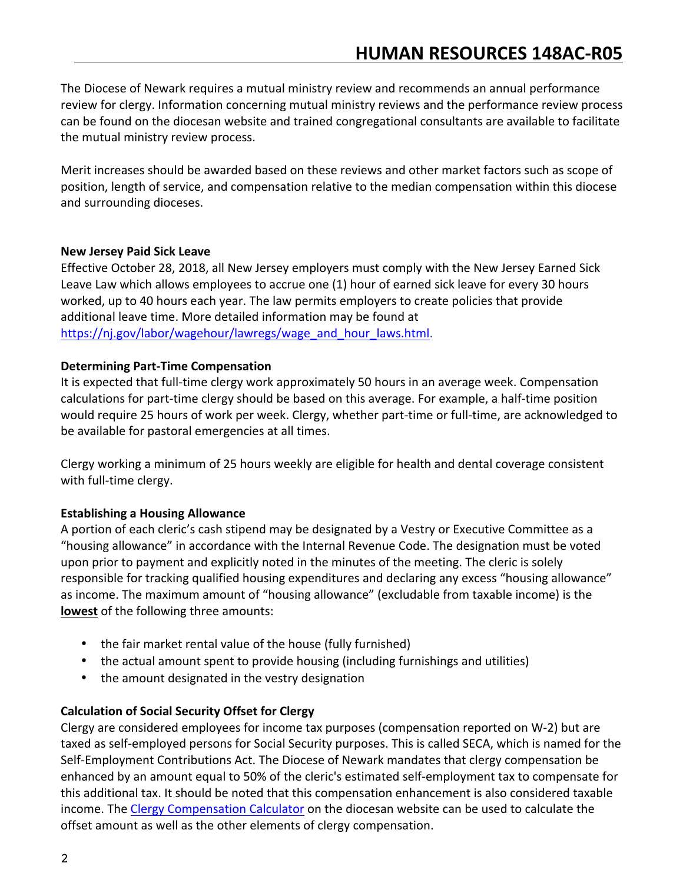The Diocese of Newark requires a mutual ministry review and recommends an annual performance review for clergy. Information concerning mutual ministry reviews and the performance review process can be found on the diocesan website and trained congregational consultants are available to facilitate the mutual ministry review process.

Merit increases should be awarded based on these reviews and other market factors such as scope of position, length of service, and compensation relative to the median compensation within this diocese and surrounding dioceses.

**New Jersey Paid Sick Leave**

Effective October 28, 2018, all New Jersey employers must comply with the New Jersey Earned Sick Leave Law which allows employees to accrue one (1) hour of earned sick leave for every 30 hours worked, up to 40 hours each year. The law permits employers to create policies that provide additional leave time. More detailed information may be found at https://nj.gov/labor/wagehour/lawregs/wage_and_hour_laws.html.

**Determining Part-Time Compensation**

It is expected that full-time clergy work approximately 50 hours in an average week. Compensation calculations for part-time clergy should be based on this average. For example, a half-time position would require 25 hours of work per week. Clergy, whether part-time or full-time, are acknowledged to be available for pastoral emergencies at all times.

Clergy working a minimum of 25 hours weekly are eligible for health and dental coverage consistent with full-time clergy.

**Establishing a Housing Allowance**

A portion of each cleric's cash stipend may be designated by a Vestry or Executive Committee as a "housing allowance" in accordance with the Internal Revenue Code. The designation must be voted upon prior to payment and explicitly noted in the minutes of the meeting. The cleric is solely responsible for tracking qualified housing expenditures and declaring any excess "housing allowance" as income. The maximum amount of "housing allowance" (excludable from taxable income) is the **lowest** of the following three amounts:

- the fair market rental value of the house (fully furnished)
- the actual amount spent to provide housing (including furnishings and utilities)
- the amount designated in the vestry designation

**Calculation of Social Security Offset for Clergy**

Clergy are considered employees for income tax purposes (compensation reported on W-2) but are taxed as self-employed persons for Social Security purposes. This is called SECA, which is named for the Self-Employment Contributions Act. The Diocese of Newark mandates that clergy compensation be enhanced by an amount equal to 50% of the cleric's estimated self-employment tax to compensate for this additional tax. It should be noted that this compensation enhancement is also considered taxable income. The Clergy Compensation Calculator on the diocesan website can be used to calculate the offset amount as well as the other elements of clergy compensation.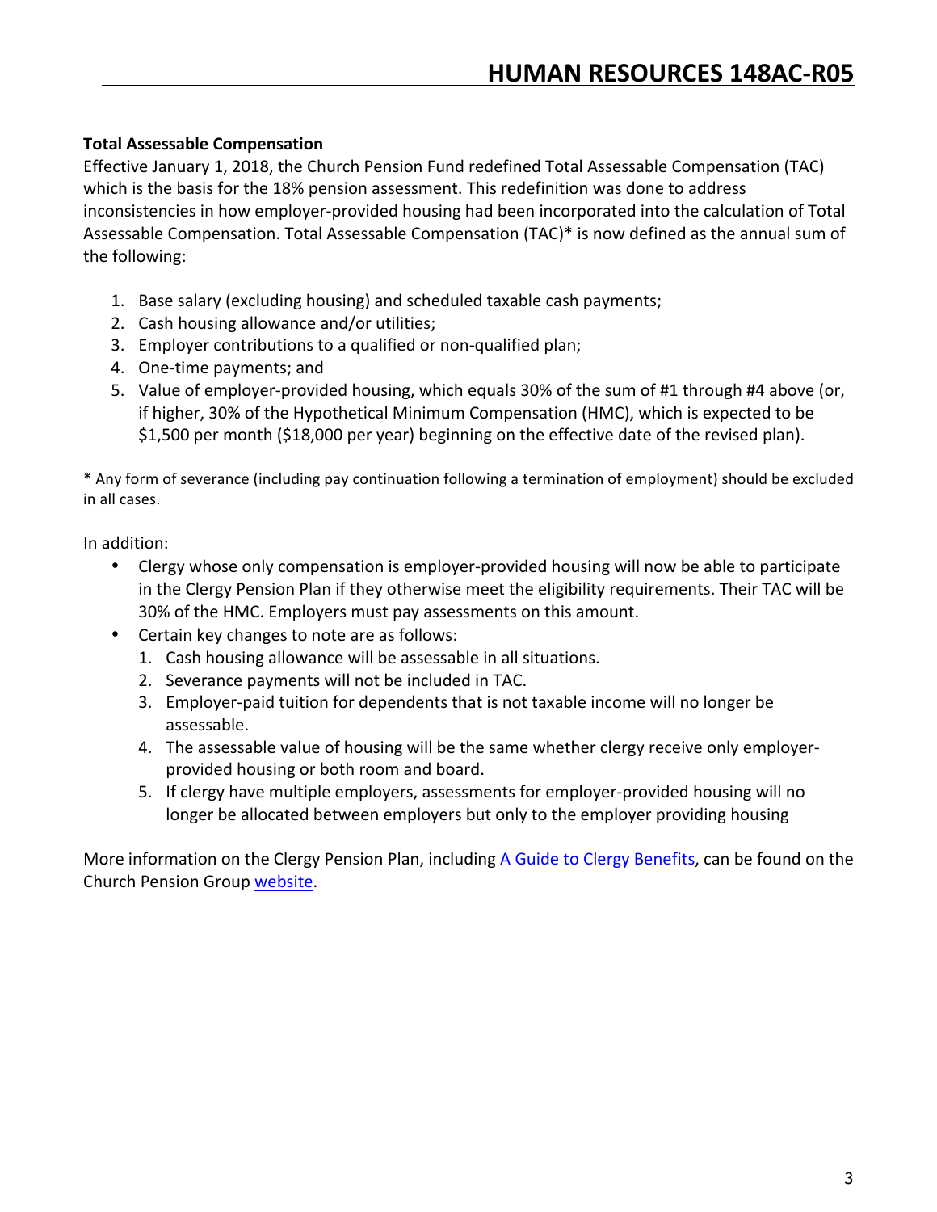**Total Assessable Compensation**

Effective January 1, 2018, the Church Pension Fund redefined Total Assessable Compensation (TAC) which is the basis for the 18% pension assessment. This redefinition was done to address inconsistencies in how employer-provided housing had been incorporated into the calculation of Total Assessable Compensation. Total Assessable Compensation (TAC)* is now defined as the annual sum of the following:

1. Base salary (excluding housing) and scheduled taxable cash payments;
2. Cash housing allowance and/or utilities;
3. Employer contributions to a qualified or non-qualified plan;
4. One-time payments; and
5. Value of employer-provided housing, which equals 30% of the sum of #1 through #4 above (or, if higher, 30% of the Hypothetical Minimum Compensation (HMC), which is expected to be $1,500 per month ($18,000 per year) beginning on the effective date of the revised plan).

* Any form of severance (including pay continuation following a termination of employment) should be excluded in all cases.

In addition:

- Clergy whose only compensation is employer-provided housing will now be able to participate in the Clergy Pension Plan if they otherwise meet the eligibility requirements. Their TAC will be 30% of the HMC. Employers must pay assessments on this amount.
- Certain key changes to note are as follows:
  1. Cash housing allowance will be assessable in all situations.
  2. Severance payments will not be included in TAC.
  3. Employer-paid tuition for dependents that is not taxable income will no longer be assessable.
  4. The assessable value of housing will be the same whether clergy receive only employer-provided housing or both room and board.
  5. If clergy have multiple employers, assessments for employer-provided housing will no longer be allocated between employers but only to the employer providing housing

More information on the Clergy Pension Plan, including A Guide to Clergy Benefits, can be found on the Church Pension Group website.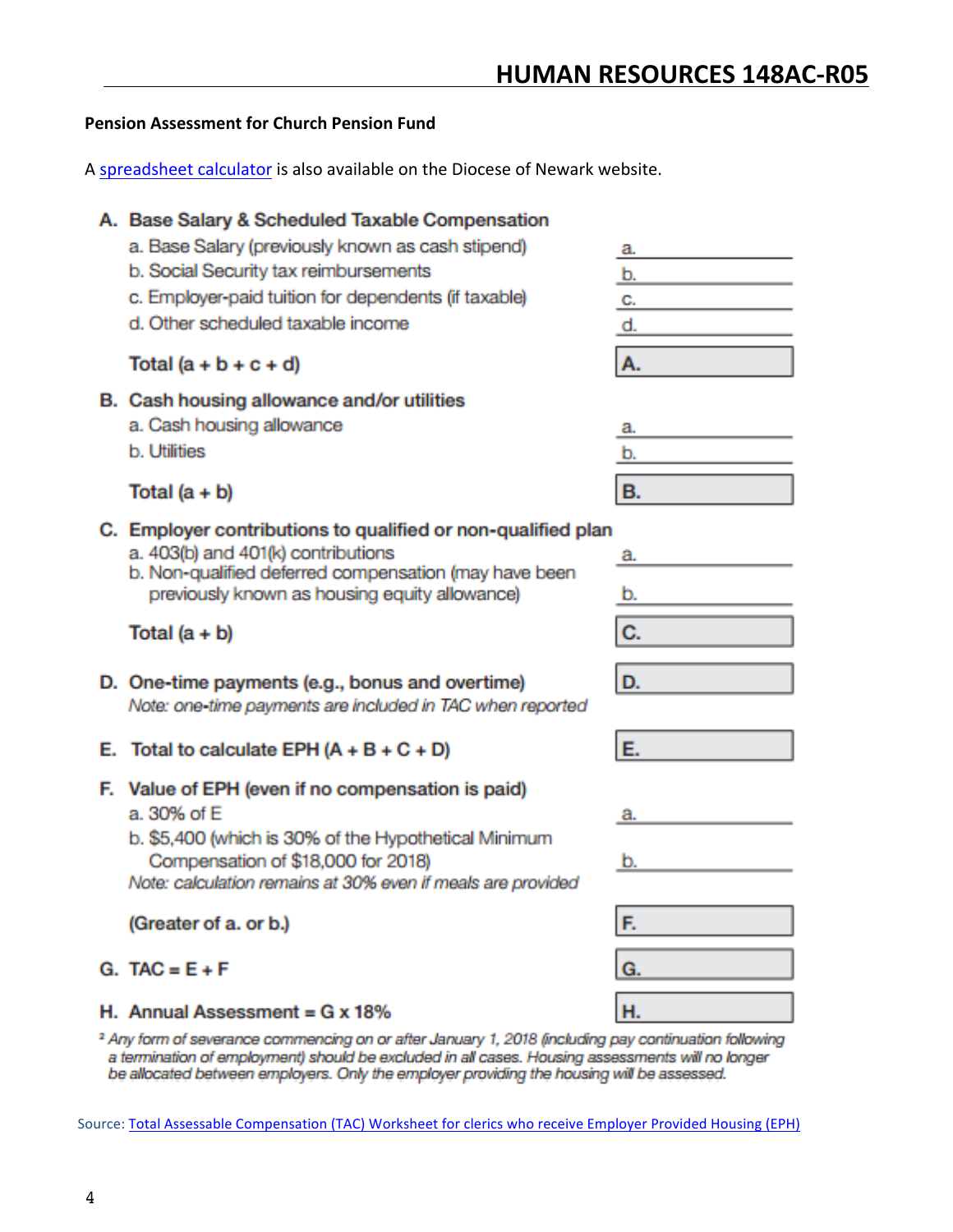**Pension Assessment for Church Pension Fund**

A spreadsheet calculator is also available on the Diocese of Newark website.

**A. Base Salary & Scheduled Taxable Compensation**

| | |
|---|---|
| a. Base Salary (previously known as cash stipend) | a. |
| b. Social Security tax reimbursements | b. |
| c. Employer-paid tuition for dependents (if taxable) | c. |
| d. Other scheduled taxable income | d. |
| **Total (a + b + c + d)** | **A.** |

**B. Cash housing allowance and/or utilities**

| | |
|---|---|
| a. Cash housing allowance | a. |
| b. Utilities | b. |
| **Total (a + b)** | **B.** |

**C. Employer contributions to qualified or non-qualified plan**

| | |
|---|---|
| a. 403(b) and 401(k) contributions | a. |
| b. Non-qualified deferred compensation (may have been previously known as housing equity allowance) | b. |
| **Total (a + b)** | **C.** |

**D. One-time payments (e.g., bonus and overtime)** — **D.**

*Note: one-time payments are included in TAC when reported*

**E. Total to calculate EPH (A + B + C + D)** — **E.**

**F. Value of EPH (even if no compensation is paid)**

| | |
|---|---|
| a. 30% of E | a. |
| b. $5,400 (which is 30% of the Hypothetical Minimum Compensation of $18,000 for 2018) | b. |
| **(Greater of a. or b.)** | **F.** |

*Note: calculation remains at 30% even if meals are provided*

**G. TAC = E + F** — **G.**

**H. Annual Assessment = G x 18%** — **H.**

[2] *Any form of severance commencing on or after January 1, 2018 (including pay continuation following a termination of employment) should be excluded in all cases. Housing assessments will no longer be allocated between employers. Only the employer providing the housing will be assessed.*

Source: Total Assessable Compensation (TAC) Worksheet for clerics who receive Employer Provided Housing (EPH)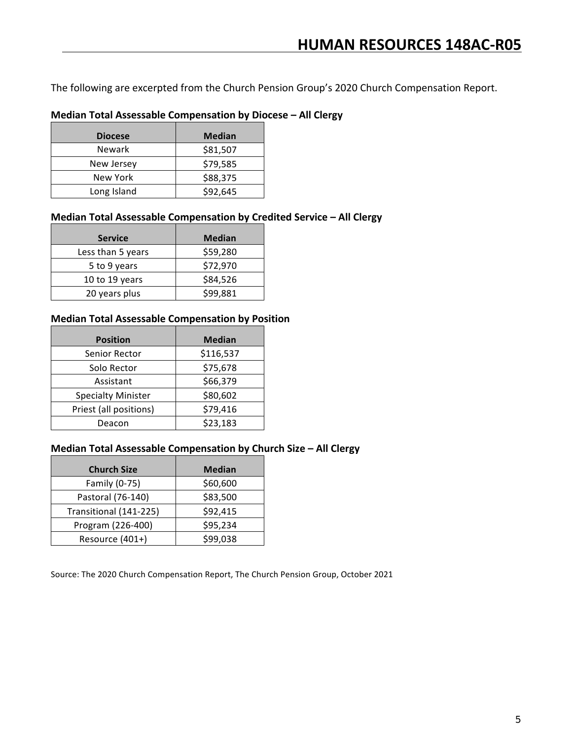The following are excerpted from the Church Pension Group's 2020 Church Compensation Report.

**Median Total Assessable Compensation by Diocese – All Clergy**

| Diocese | Median |
|---|---|
| Newark | $81,507 |
| New Jersey | $79,585 |
| New York | $88,375 |
| Long Island | $92,645 |

**Median Total Assessable Compensation by Credited Service – All Clergy**

| Service | Median |
|---|---|
| Less than 5 years | $59,280 |
| 5 to 9 years | $72,970 |
| 10 to 19 years | $84,526 |
| 20 years plus | $99,881 |

**Median Total Assessable Compensation by Position**

| Position | Median |
|---|---|
| Senior Rector | $116,537 |
| Solo Rector | $75,678 |
| Assistant | $66,379 |
| Specialty Minister | $80,602 |
| Priest (all positions) | $79,416 |
| Deacon | $23,183 |

**Median Total Assessable Compensation by Church Size – All Clergy**

| Church Size | Median |
|---|---|
| Family (0-75) | $60,600 |
| Pastoral (76-140) | $83,500 |
| Transitional (141-225) | $92,415 |
| Program (226-400) | $95,234 |
| Resource (401+) | $99,038 |

Source: The 2020 Church Compensation Report, The Church Pension Group, October 2021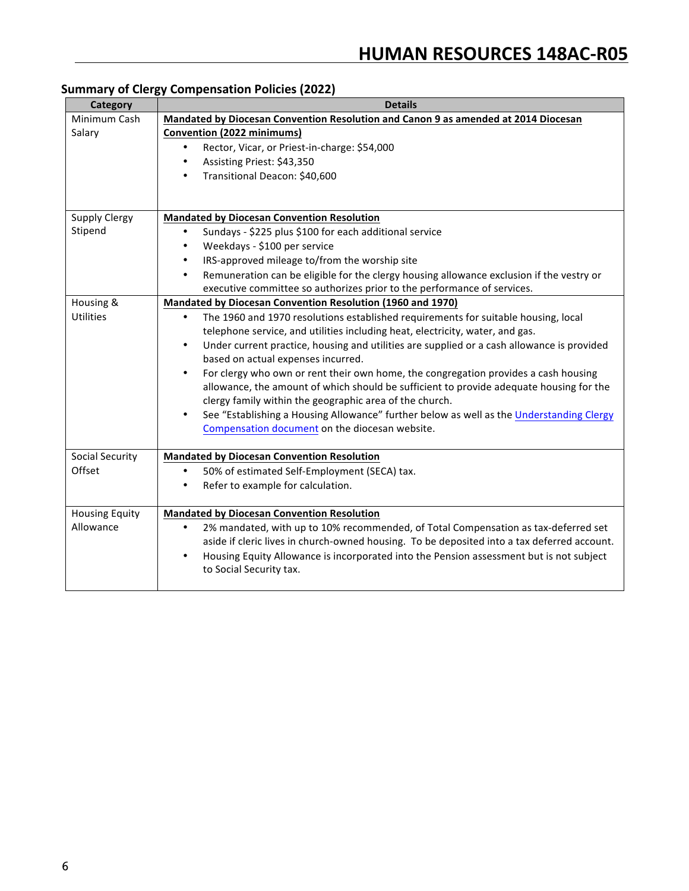## Summary of Clergy Compensation Policies (2022)

| Category | Details |
|---|---|
| Minimum Cash Salary | **Mandated by Diocesan Convention Resolution and Canon 9 as amended at 2014 Diocesan Convention (2022 minimums)**<br>• Rector, Vicar, or Priest-in-charge: $54,000<br>• Assisting Priest: $43,350<br>• Transitional Deacon: $40,600 |
| Supply Clergy Stipend | **Mandated by Diocesan Convention Resolution**<br>• Sundays - $225 plus $100 for each additional service<br>• Weekdays - $100 per service<br>• IRS-approved mileage to/from the worship site<br>• Remuneration can be eligible for the clergy housing allowance exclusion if the vestry or executive committee so authorizes prior to the performance of services. |
| Housing & Utilities | **Mandated by Diocesan Convention Resolution (1960 and 1970)**<br>• The 1960 and 1970 resolutions established requirements for suitable housing, local telephone service, and utilities including heat, electricity, water, and gas.<br>• Under current practice, housing and utilities are supplied or a cash allowance is provided based on actual expenses incurred.<br>• For clergy who own or rent their own home, the congregation provides a cash housing allowance, the amount of which should be sufficient to provide adequate housing for the clergy family within the geographic area of the church.<br>• See "Establishing a Housing Allowance" further below as well as the Understanding Clergy Compensation document on the diocesan website. |
| Social Security Offset | **Mandated by Diocesan Convention Resolution**<br>• 50% of estimated Self-Employment (SECA) tax.<br>• Refer to example for calculation. |
| Housing Equity Allowance | **Mandated by Diocesan Convention Resolution**<br>• 2% mandated, with up to 10% recommended, of Total Compensation as tax-deferred set aside if cleric lives in church-owned housing. To be deposited into a tax deferred account.<br>• Housing Equity Allowance is incorporated into the Pension assessment but is not subject to Social Security tax. |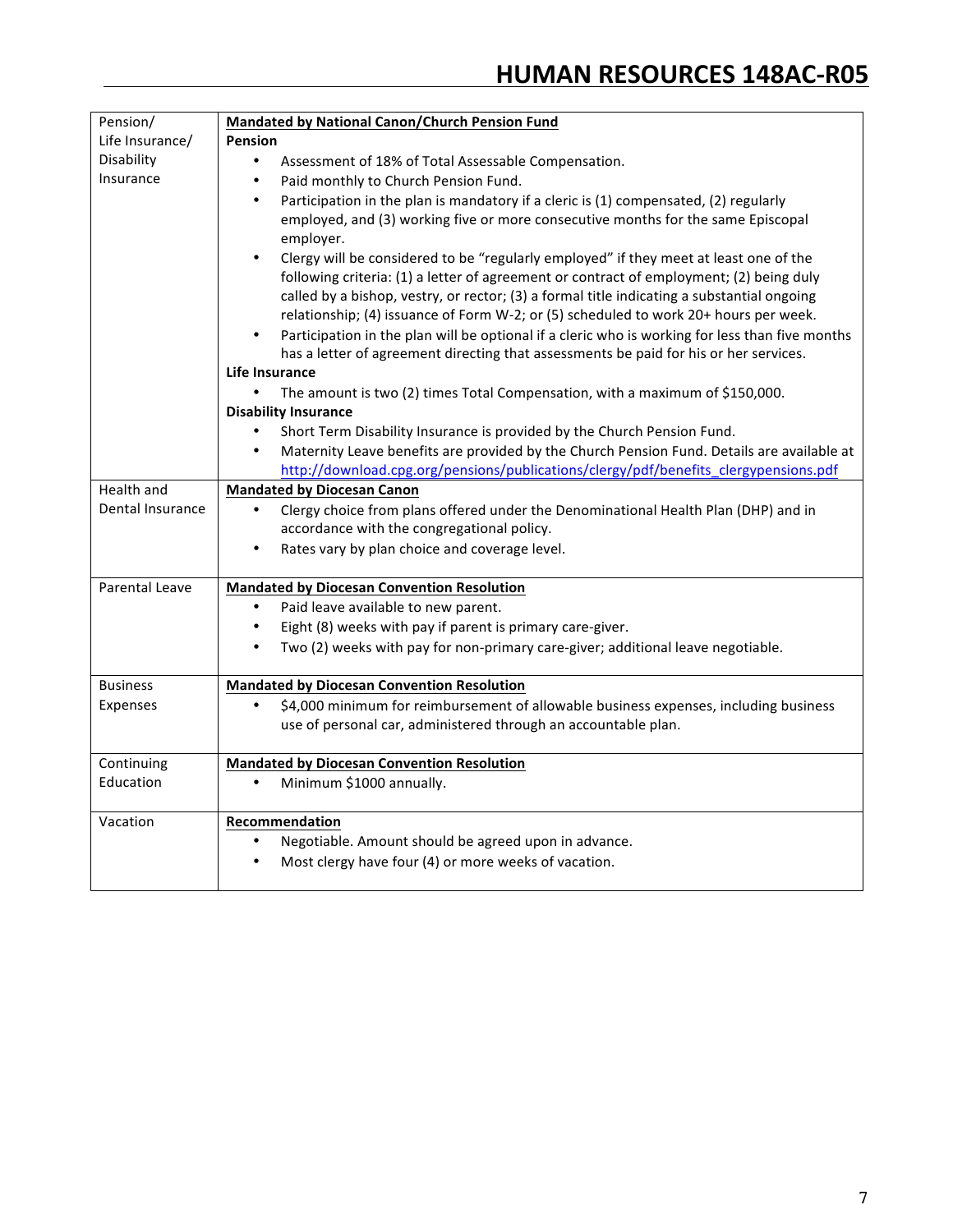| | |
|---|---|
| Pension/ Life Insurance/ Disability Insurance | **<u>Mandated by National Canon/Church Pension Fund</u>**<br>**Pension**<br>• Assessment of 18% of Total Assessable Compensation.<br>• Paid monthly to Church Pension Fund.<br>• Participation in the plan is mandatory if a cleric is (1) compensated, (2) regularly employed, and (3) working five or more consecutive months for the same Episcopal employer.<br>• Clergy will be considered to be "regularly employed" if they meet at least one of the following criteria: (1) a letter of agreement or contract of employment; (2) being duly called by a bishop, vestry, or rector; (3) a formal title indicating a substantial ongoing relationship; (4) issuance of Form W-2; or (5) scheduled to work 20+ hours per week.<br>• Participation in the plan will be optional if a cleric who is working for less than five months has a letter of agreement directing that assessments be paid for his or her services.<br>**Life Insurance**<br>• The amount is two (2) times Total Compensation, with a maximum of $150,000.<br>**Disability Insurance**<br>• Short Term Disability Insurance is provided by the Church Pension Fund.<br>• Maternity Leave benefits are provided by the Church Pension Fund. Details are available at http://download.cpg.org/pensions/publications/clergy/pdf/benefits_clergypensions.pdf |
| Health and Dental Insurance | **<u>Mandated by Diocesan Canon</u>**<br>• Clergy choice from plans offered under the Denominational Health Plan (DHP) and in accordance with the congregational policy.<br>• Rates vary by plan choice and coverage level. |
| Parental Leave | **<u>Mandated by Diocesan Convention Resolution</u>**<br>• Paid leave available to new parent.<br>• Eight (8) weeks with pay if parent is primary care-giver.<br>• Two (2) weeks with pay for non-primary care-giver; additional leave negotiable. |
| Business Expenses | **<u>Mandated by Diocesan Convention Resolution</u>**<br>• $4,000 minimum for reimbursement of allowable business expenses, including business use of personal car, administered through an accountable plan. |
| Continuing Education | **<u>Mandated by Diocesan Convention Resolution</u>**<br>• Minimum $1000 annually. |
| Vacation | **<u>Recommendation</u>**<br>• Negotiable. Amount should be agreed upon in advance.<br>• Most clergy have four (4) or more weeks of vacation. |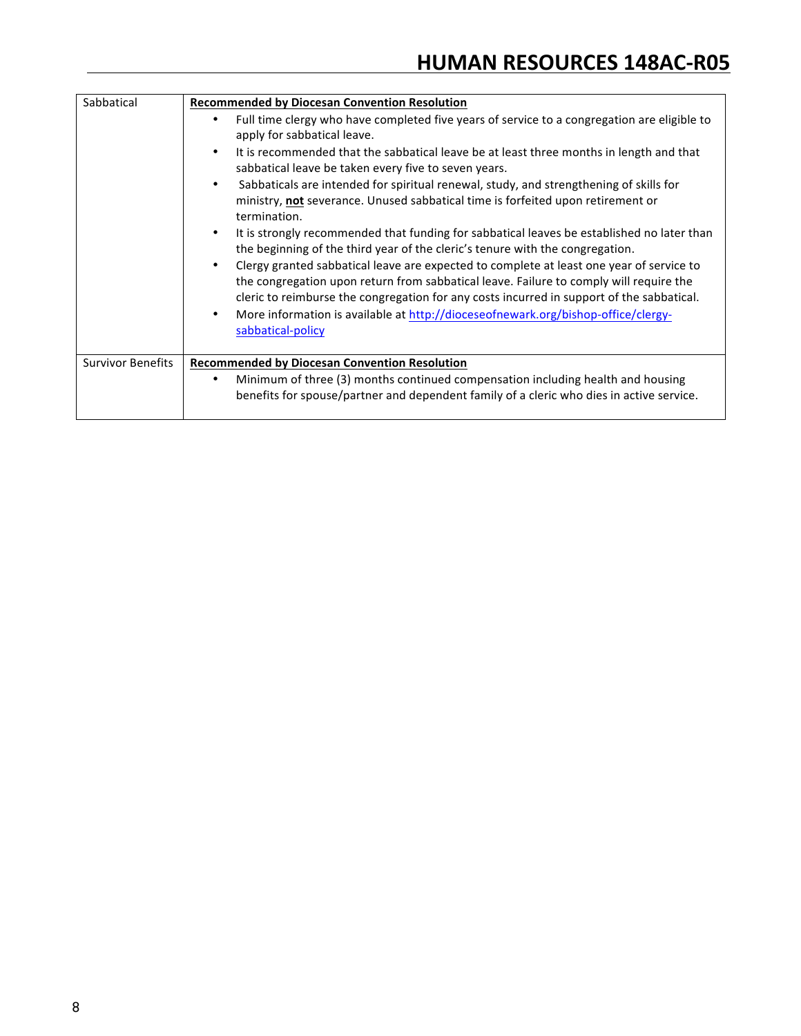| | |
|---|---|
| Sabbatical | **<u>Recommended by Diocesan Convention Resolution</u>**<br>• Full time clergy who have completed five years of service to a congregation are eligible to apply for sabbatical leave.<br>• It is recommended that the sabbatical leave be at least three months in length and that sabbatical leave be taken every five to seven years.<br>• Sabbaticals are intended for spiritual renewal, study, and strengthening of skills for ministry, **<u>not</u>** severance. Unused sabbatical time is forfeited upon retirement or termination.<br>• It is strongly recommended that funding for sabbatical leaves be established no later than the beginning of the third year of the cleric's tenure with the congregation.<br>• Clergy granted sabbatical leave are expected to complete at least one year of service to the congregation upon return from sabbatical leave. Failure to comply will require the cleric to reimburse the congregation for any costs incurred in support of the sabbatical.<br>• More information is available at [http://dioceseofnewark.org/bishop-office/clergy-sabbatical-policy](http://dioceseofnewark.org/bishop-office/clergy-sabbatical-policy) |
| Survivor Benefits | **<u>Recommended by Diocesan Convention Resolution</u>**<br>• Minimum of three (3) months continued compensation including health and housing benefits for spouse/partner and dependent family of a cleric who dies in active service. |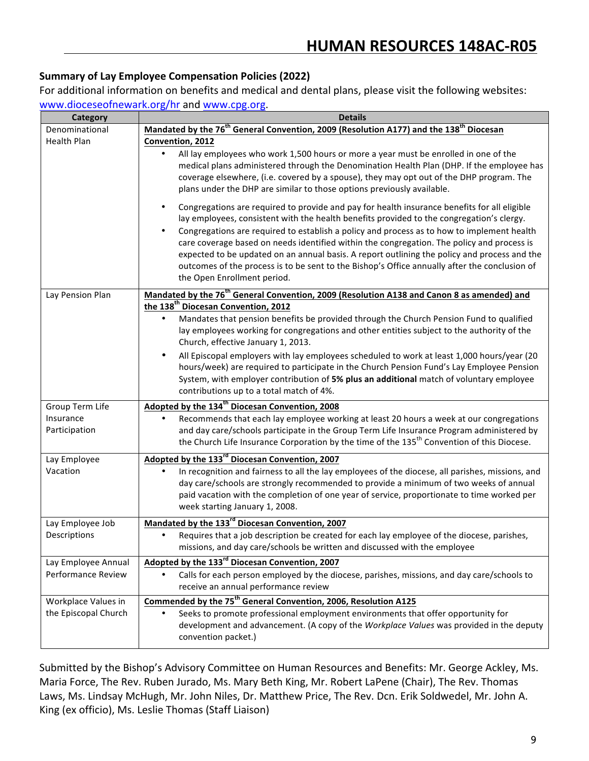# HUMAN RESOURCES 148AC-R05

## Summary of Lay Employee Compensation Policies (2022)

For additional information on benefits and medical and dental plans, please visit the following websites: www.dioceseofnewark.org/hr and www.cpg.org.

| Category | Details |
|---|---|
| Denominational Health Plan | **Mandated by the 76th General Convention, 2009 (Resolution A177) and the 138th Diocesan Convention, 2012**<br>• All lay employees who work 1,500 hours or more a year must be enrolled in one of the medical plans administered through the Denomination Health Plan (DHP. If the employee has coverage elsewhere, (i.e. covered by a spouse), they may opt out of the DHP program. The plans under the DHP are similar to those options previously available.<br>• Congregations are required to provide and pay for health insurance benefits for all eligible lay employees, consistent with the health benefits provided to the congregation's clergy.<br>• Congregations are required to establish a policy and process as to how to implement health care coverage based on needs identified within the congregation. The policy and process is expected to be updated on an annual basis. A report outlining the policy and process and the outcomes of the process is to be sent to the Bishop's Office annually after the conclusion of the Open Enrollment period. |
| Lay Pension Plan | **Mandated by the 76th General Convention, 2009 (Resolution A138 and Canon 8 as amended) and the 138th Diocesan Convention, 2012**<br>• Mandates that pension benefits be provided through the Church Pension Fund to qualified lay employees working for congregations and other entities subject to the authority of the Church, effective January 1, 2013.<br>• All Episcopal employers with lay employees scheduled to work at least 1,000 hours/year (20 hours/week) are required to participate in the Church Pension Fund's Lay Employee Pension System, with employer contribution of **5% plus an additional** match of voluntary employee contributions up to a total match of 4%. |
| Group Term Life Insurance Participation | **Adopted by the 134th Diocesan Convention, 2008**<br>• Recommends that each lay employee working at least 20 hours a week at our congregations and day care/schools participate in the Group Term Life Insurance Program administered by the Church Life Insurance Corporation by the time of the 135th Convention of this Diocese. |
| Lay Employee Vacation | **Adopted by the 133rd Diocesan Convention, 2007**<br>• In recognition and fairness to all the lay employees of the diocese, all parishes, missions, and day care/schools are strongly recommended to provide a minimum of two weeks of annual paid vacation with the completion of one year of service, proportionate to time worked per week starting January 1, 2008. |
| Lay Employee Job Descriptions | **Mandated by the 133rd Diocesan Convention, 2007**<br>• Requires that a job description be created for each lay employee of the diocese, parishes, missions, and day care/schools be written and discussed with the employee |
| Lay Employee Annual Performance Review | **Adopted by the 133rd Diocesan Convention, 2007**<br>• Calls for each person employed by the diocese, parishes, missions, and day care/schools to receive an annual performance review |
| Workplace Values in the Episcopal Church | **Commended by the 75th General Convention, 2006, Resolution A125**<br>• Seeks to promote professional employment environments that offer opportunity for development and advancement. (A copy of the *Workplace Values* was provided in the deputy convention packet.) |

Submitted by the Bishop's Advisory Committee on Human Resources and Benefits: Mr. George Ackley, Ms. Maria Force, The Rev. Ruben Jurado, Ms. Mary Beth King, Mr. Robert LaPene (Chair), The Rev. Thomas Laws, Ms. Lindsay McHugh, Mr. John Niles, Dr. Matthew Price, The Rev. Dcn. Erik Soldwedel, Mr. John A. King (ex officio), Ms. Leslie Thomas (Staff Liaison)